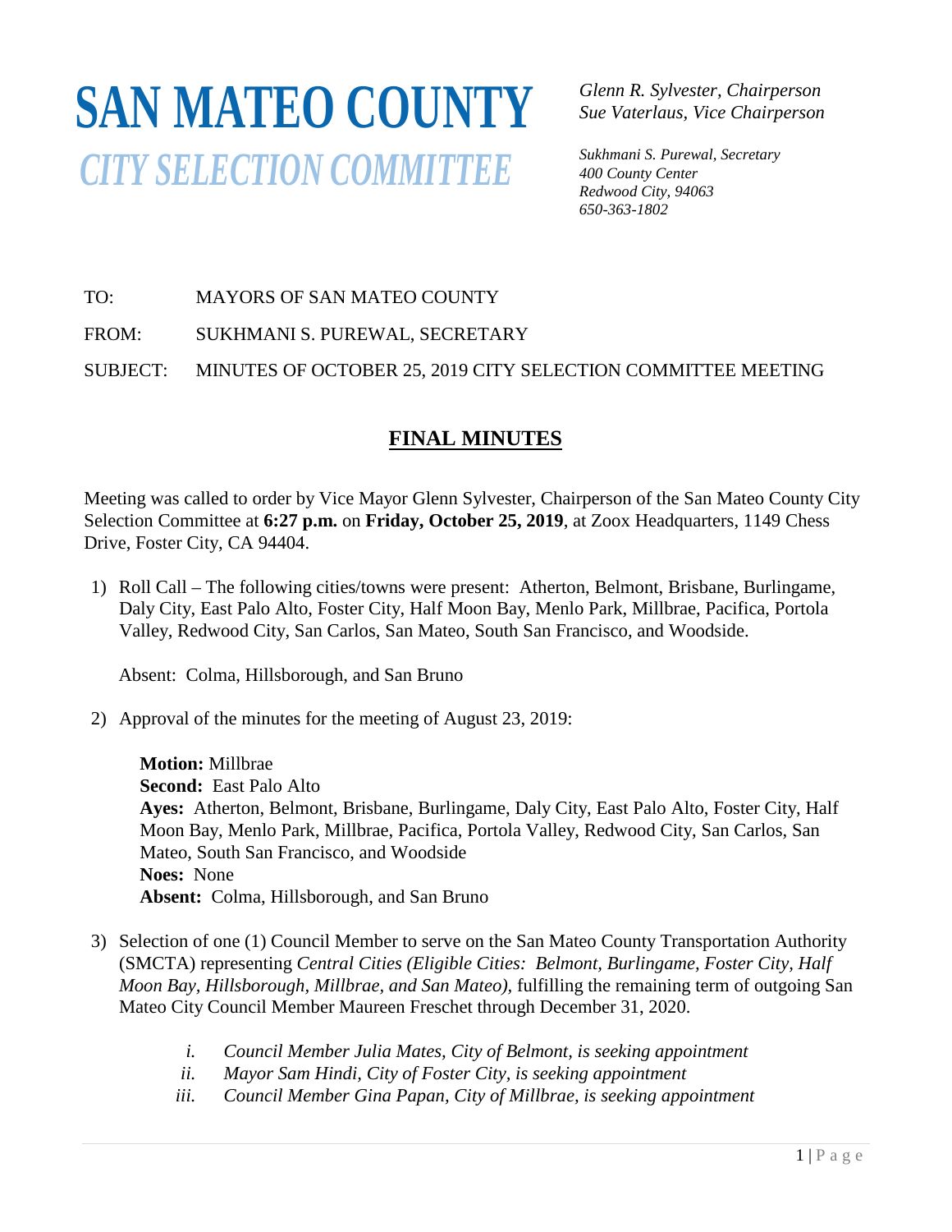# SAN MATEO COUNTY

## *CITY SELECTION COMMITTEE*

*Glenn R. Sylvester, Chairperson*
*Sue Vaterlaus, Vice Chairperson*

*Sukhmani S. Purewal, Secretary*
*400 County Center*
*Redwood City, 94063*
*650-363-1802*

TO: MAYORS OF SAN MATEO COUNTY

FROM: SUKHMANI S. PUREWAL, SECRETARY

SUBJECT: MINUTES OF OCTOBER 25, 2019 CITY SELECTION COMMITTEE MEETING

## FINAL MINUTES

Meeting was called to order by Vice Mayor Glenn Sylvester, Chairperson of the San Mateo County City Selection Committee at **6:27 p.m.** on **Friday, October 25, 2019**, at Zoox Headquarters, 1149 Chess Drive, Foster City, CA 94404.

1) Roll Call – The following cities/towns were present: Atherton, Belmont, Brisbane, Burlingame, Daly City, East Palo Alto, Foster City, Half Moon Bay, Menlo Park, Millbrae, Pacifica, Portola Valley, Redwood City, San Carlos, San Mateo, South San Francisco, and Woodside.

   Absent: Colma, Hillsborough, and San Bruno

2) Approval of the minutes for the meeting of August 23, 2019:

   **Motion:** Millbrae
   **Second:** East Palo Alto
   **Ayes:** Atherton, Belmont, Brisbane, Burlingame, Daly City, East Palo Alto, Foster City, Half Moon Bay, Menlo Park, Millbrae, Pacifica, Portola Valley, Redwood City, San Carlos, San Mateo, South San Francisco, and Woodside
   **Noes:** None
   **Absent:** Colma, Hillsborough, and San Bruno

3) Selection of one (1) Council Member to serve on the San Mateo County Transportation Authority (SMCTA) representing *Central Cities (Eligible Cities: Belmont, Burlingame, Foster City, Half Moon Bay, Hillsborough, Millbrae, and San Mateo),* fulfilling the remaining term of outgoing San Mateo City Council Member Maureen Freschet through December 31, 2020.

   i. *Council Member Julia Mates, City of Belmont, is seeking appointment*
   ii. *Mayor Sam Hindi, City of Foster City, is seeking appointment*
   iii. *Council Member Gina Papan, City of Millbrae, is seeking appointment*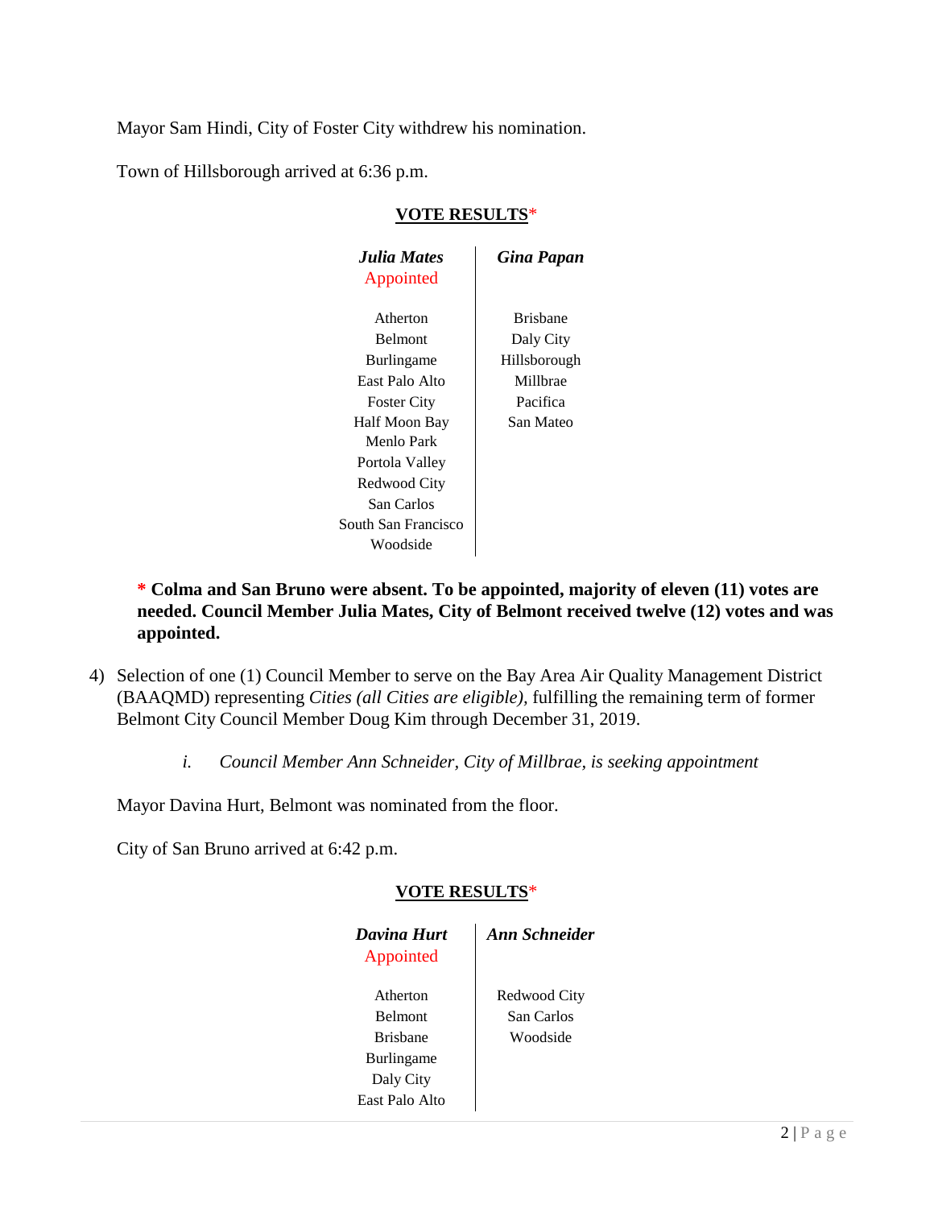Mayor Sam Hindi, City of Foster City withdrew his nomination.

Town of Hillsborough arrived at 6:36 p.m.

**VOTE RESULTS***

| ***Julia Mates*** Appointed | ***Gina Papan*** |
|---|---|
| Atherton | Brisbane |
| Belmont | Daly City |
| Burlingame | Hillsborough |
| East Palo Alto | Millbrae |
| Foster City | Pacifica |
| Half Moon Bay | San Mateo |
| Menlo Park | |
| Portola Valley | |
| Redwood City | |
| San Carlos | |
| South San Francisco | |
| Woodside | |

**\* Colma and San Bruno were absent. To be appointed, majority of eleven (11) votes are needed. Council Member Julia Mates, City of Belmont received twelve (12) votes and was appointed.**

4) Selection of one (1) Council Member to serve on the Bay Area Air Quality Management District (BAAQMD) representing *Cities (all Cities are eligible),* fulfilling the remaining term of former Belmont City Council Member Doug Kim through December 31, 2019.

   *i. Council Member Ann Schneider, City of Millbrae, is seeking appointment*

Mayor Davina Hurt, Belmont was nominated from the floor.

City of San Bruno arrived at 6:42 p.m.

**VOTE RESULTS***

| ***Davina Hurt*** Appointed | ***Ann Schneider*** |
|---|---|
| Atherton | Redwood City |
| Belmont | San Carlos |
| Brisbane | Woodside |
| Burlingame | |
| Daly City | |
| East Palo Alto | |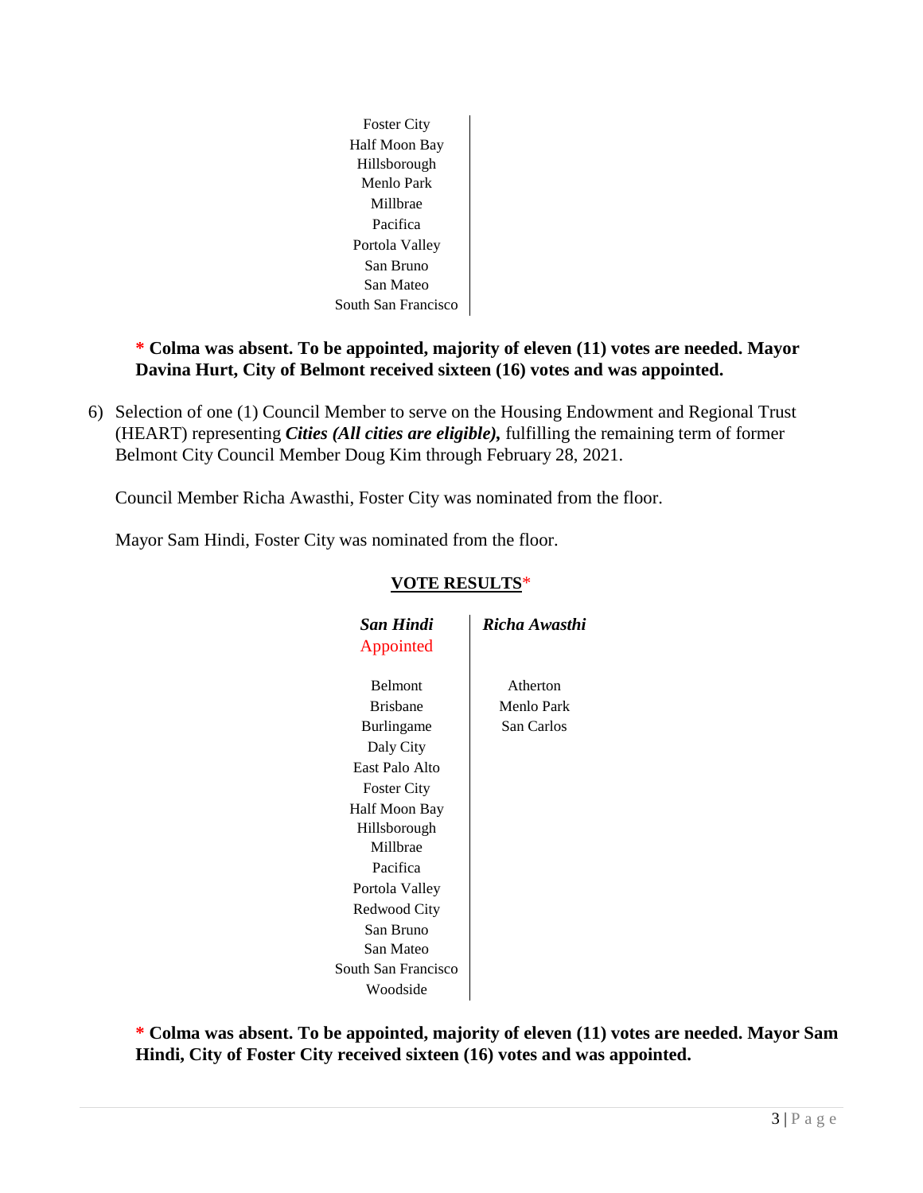| |
|---|
| Foster City |
| Half Moon Bay |
| Hillsborough |
| Menlo Park |
| Millbrae |
| Pacifica |
| Portola Valley |
| San Bruno |
| San Mateo |
| South San Francisco |

**\* Colma was absent. To be appointed, majority of eleven (11) votes are needed. Mayor Davina Hurt, City of Belmont received sixteen (16) votes and was appointed.**

6) Selection of one (1) Council Member to serve on the Housing Endowment and Regional Trust (HEART) representing ***Cities (All cities are eligible),*** fulfilling the remaining term of former Belmont City Council Member Doug Kim through February 28, 2021.

   Council Member Richa Awasthi, Foster City was nominated from the floor.

   Mayor Sam Hindi, Foster City was nominated from the floor.

**VOTE RESULTS***

| ***San Hindi*** Appointed | ***Richa Awasthi*** |
|---|---|
| Belmont | Atherton |
| Brisbane | Menlo Park |
| Burlingame | San Carlos |
| Daly City | |
| East Palo Alto | |
| Foster City | |
| Half Moon Bay | |
| Hillsborough | |
| Millbrae | |
| Pacifica | |
| Portola Valley | |
| Redwood City | |
| San Bruno | |
| San Mateo | |
| South San Francisco | |
| Woodside | |

**\* Colma was absent. To be appointed, majority of eleven (11) votes are needed. Mayor Sam Hindi, City of Foster City received sixteen (16) votes and was appointed.**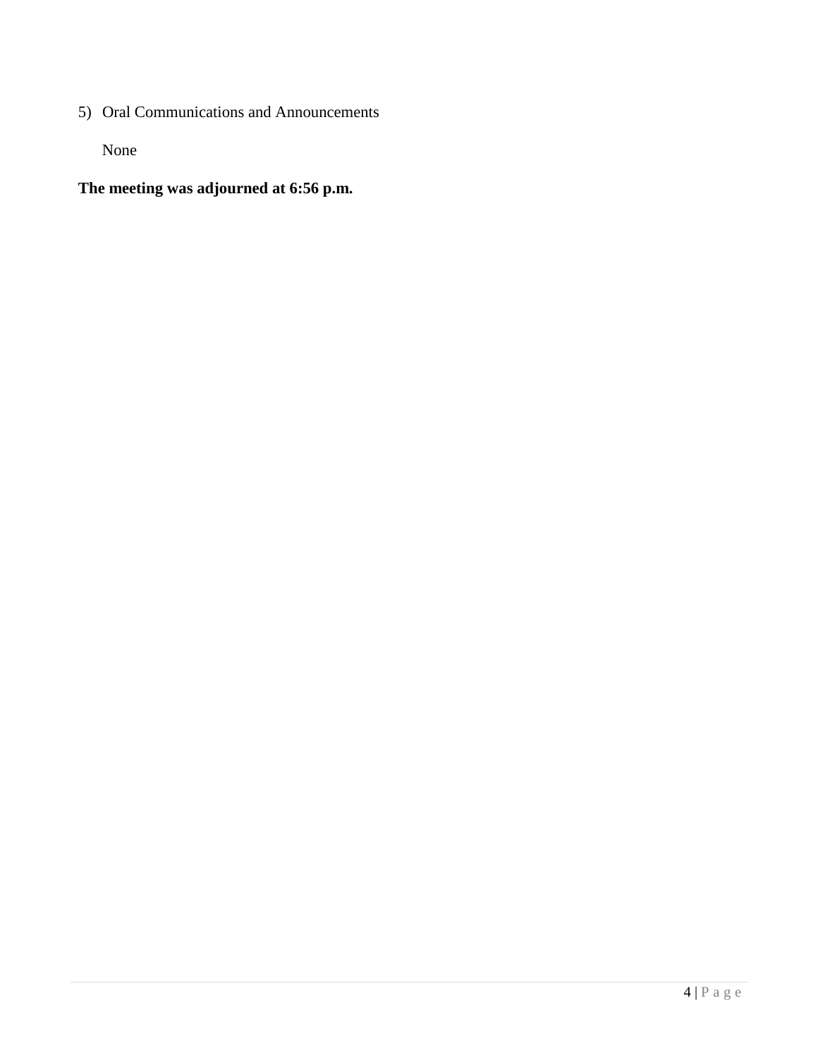5) Oral Communications and Announcements

   None

**The meeting was adjourned at 6:56 p.m.**